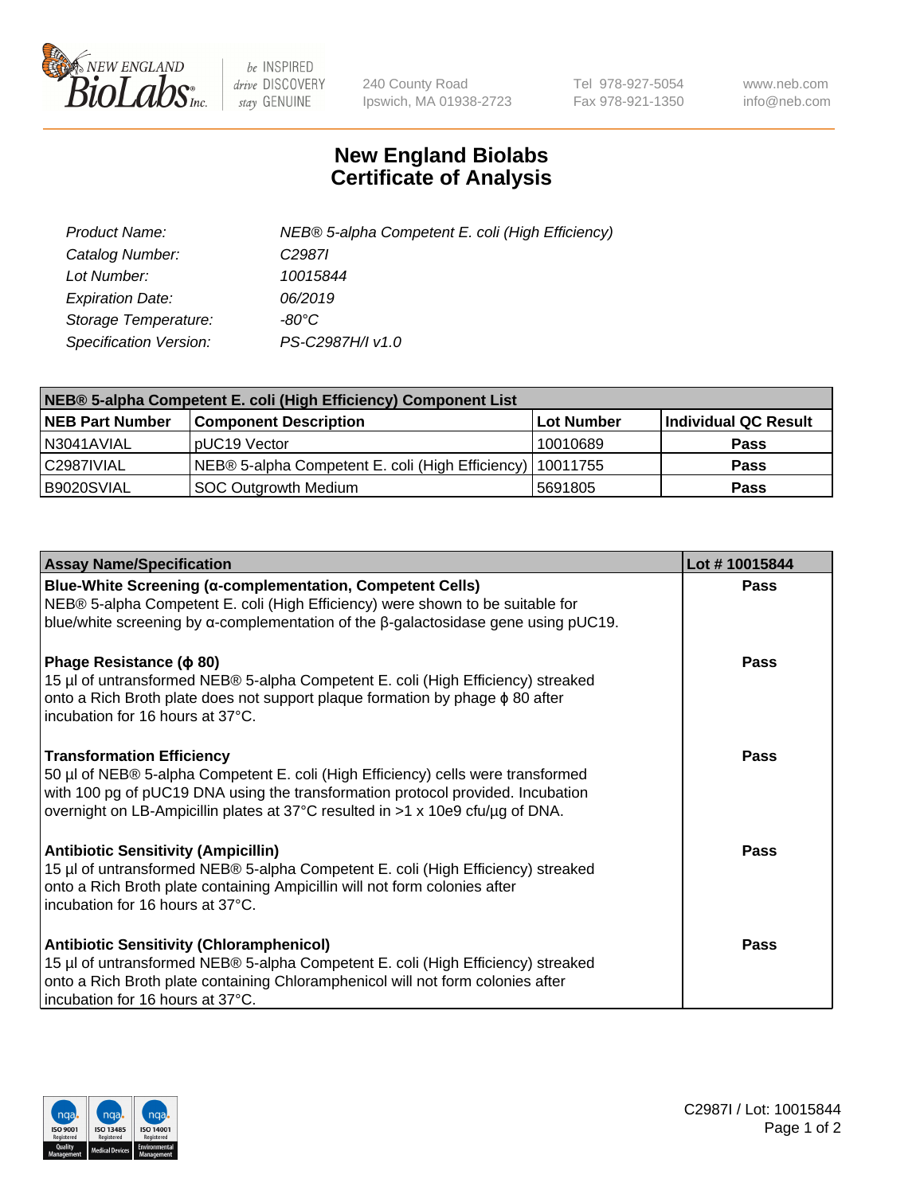New England BioLabs Inc. — be INSPIRED drive DISCOVERY stay GENUINE

240 County Road
Ipswich, MA 01938-2723

Tel 978-927-5054
Fax 978-921-1350

www.neb.com
info@neb.com

# New England Biolabs Certificate of Analysis

| | |
|---|---|
| *Product Name:* | *NEB® 5-alpha Competent E. coli (High Efficiency)* |
| *Catalog Number:* | *C2987I* |
| *Lot Number:* | *10015844* |
| *Expiration Date:* | *06/2019* |
| *Storage Temperature:* | *-80°C* |
| *Specification Version:* | *PS-C2987H/I v1.0* |

| **NEB® 5-alpha Competent E. coli (High Efficiency) Component List** | | | |
|---|---|---|---|
| **NEB Part Number** | **Component Description** | **Lot Number** | **Individual QC Result** |
| N3041AVIAL | pUC19 Vector | 10010689 | **Pass** |
| C2987IVIAL | NEB® 5-alpha Competent E. coli (High Efficiency) | 10011755 | **Pass** |
| B9020SVIAL | SOC Outgrowth Medium | 5691805 | **Pass** |

| **Assay Name/Specification** | **Lot # 10015844** |
|---|---|
| **Blue-White Screening (α-complementation, Competent Cells)** NEB® 5-alpha Competent E. coli (High Efficiency) were shown to be suitable for blue/white screening by α-complementation of the β-galactosidase gene using pUC19. | **Pass** |
| **Phage Resistance (ϕ 80)** 15 µl of untransformed NEB® 5-alpha Competent E. coli (High Efficiency) streaked onto a Rich Broth plate does not support plaque formation by phage ϕ 80 after incubation for 16 hours at 37°C. | **Pass** |
| **Transformation Efficiency** 50 µl of NEB® 5-alpha Competent E. coli (High Efficiency) cells were transformed with 100 pg of pUC19 DNA using the transformation protocol provided. Incubation overnight on LB-Ampicillin plates at 37°C resulted in >1 x 10e9 cfu/µg of DNA. | **Pass** |
| **Antibiotic Sensitivity (Ampicillin)** 15 µl of untransformed NEB® 5-alpha Competent E. coli (High Efficiency) streaked onto a Rich Broth plate containing Ampicillin will not form colonies after incubation for 16 hours at 37°C. | **Pass** |
| **Antibiotic Sensitivity (Chloramphenicol)** 15 µl of untransformed NEB® 5-alpha Competent E. coli (High Efficiency) streaked onto a Rich Broth plate containing Chloramphenicol will not form colonies after incubation for 16 hours at 37°C. | **Pass** |

C2987I / Lot: 10015844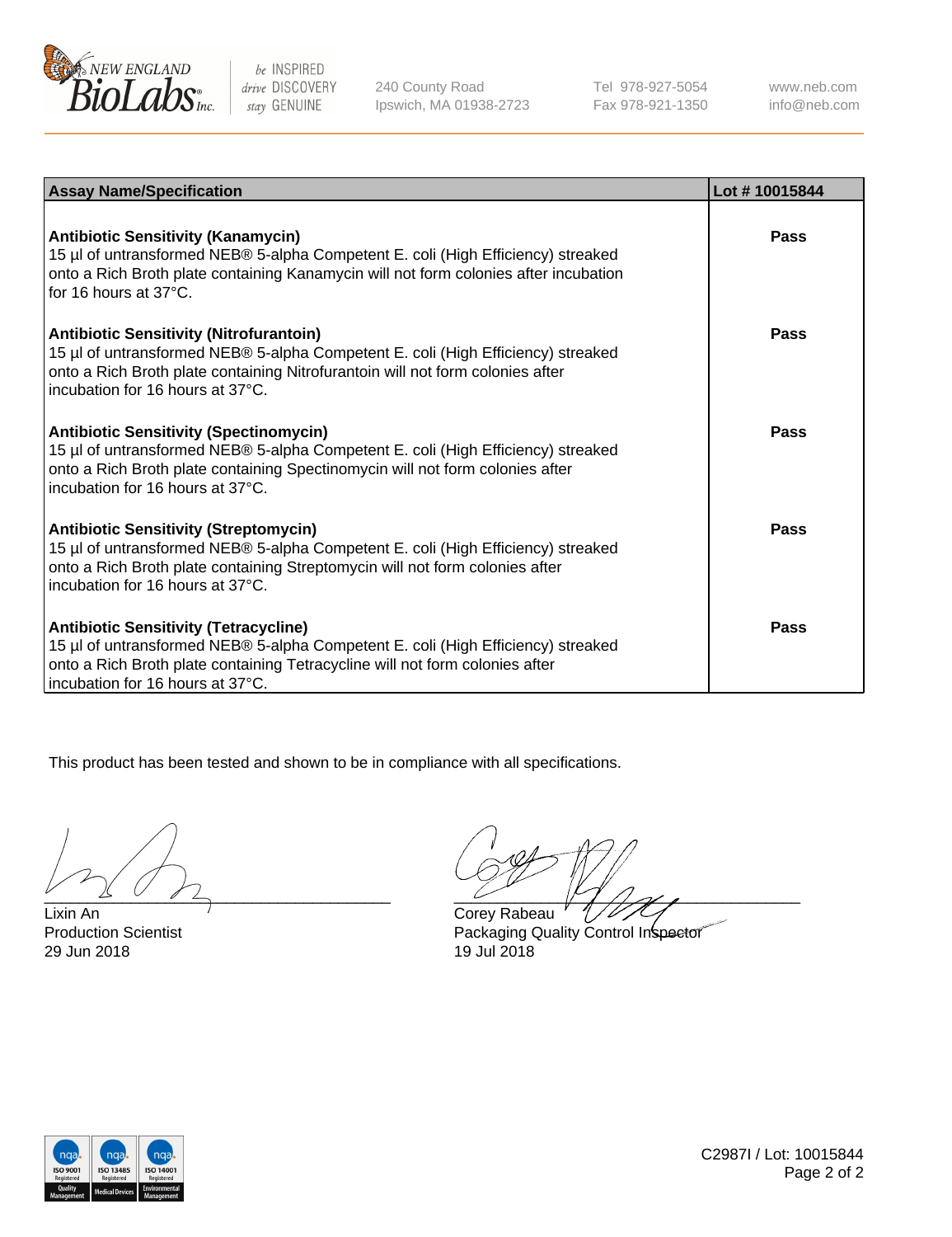| Assay Name/Specification | Lot # 10015844 |
|---|---|
| **Antibiotic Sensitivity (Kanamycin)**<br>15 µl of untransformed NEB® 5-alpha Competent E. coli (High Efficiency) streaked onto a Rich Broth plate containing Kanamycin will not form colonies after incubation for 16 hours at 37°C. | **Pass** |
| **Antibiotic Sensitivity (Nitrofurantoin)**<br>15 µl of untransformed NEB® 5-alpha Competent E. coli (High Efficiency) streaked onto a Rich Broth plate containing Nitrofurantoin will not form colonies after incubation for 16 hours at 37°C. | **Pass** |
| **Antibiotic Sensitivity (Spectinomycin)**<br>15 µl of untransformed NEB® 5-alpha Competent E. coli (High Efficiency) streaked onto a Rich Broth plate containing Spectinomycin will not form colonies after incubation for 16 hours at 37°C. | **Pass** |
| **Antibiotic Sensitivity (Streptomycin)**<br>15 µl of untransformed NEB® 5-alpha Competent E. coli (High Efficiency) streaked onto a Rich Broth plate containing Streptomycin will not form colonies after incubation for 16 hours at 37°C. | **Pass** |
| **Antibiotic Sensitivity (Tetracycline)**<br>15 µl of untransformed NEB® 5-alpha Competent E. coli (High Efficiency) streaked onto a Rich Broth plate containing Tetracycline will not form colonies after incubation for 16 hours at 37°C. | **Pass** |

This product has been tested and shown to be in compliance with all specifications.

Lixin An
Production Scientist
29 Jun 2018

Corey Rabeau
Packaging Quality Control Inspector
19 Jul 2018

C2987I / Lot: 10015844